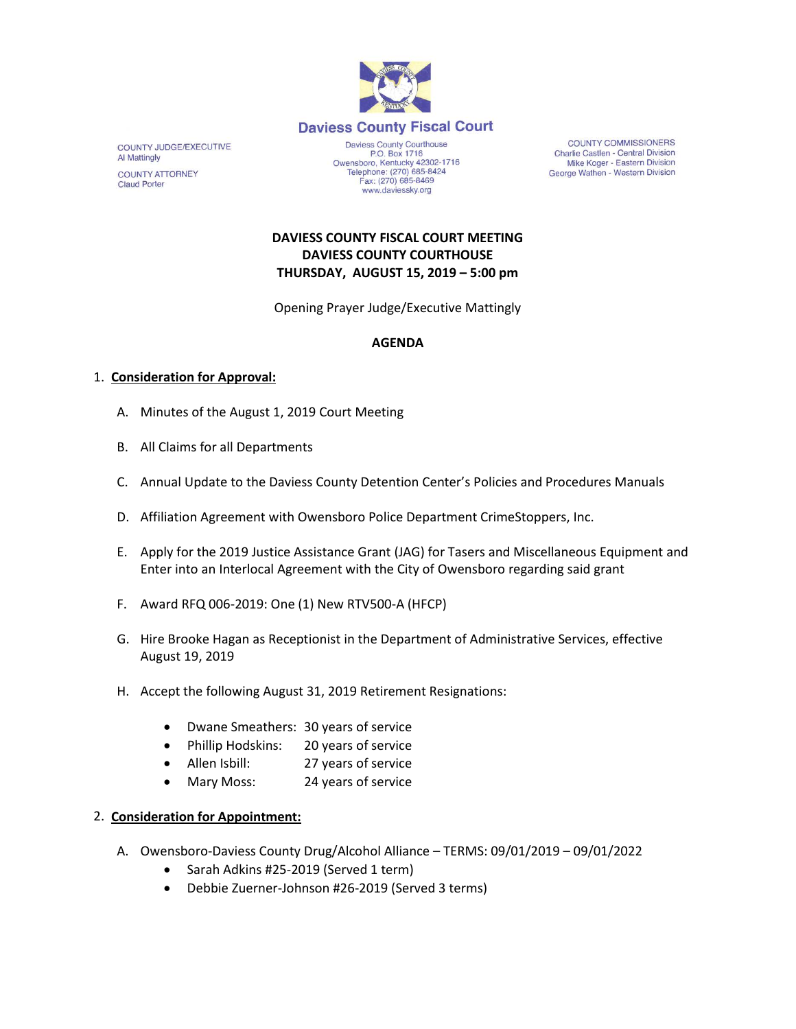**Daviess County Fiscal Court**

Daviess County Courthouse
P.O. Box 1716
Owensboro, Kentucky 42302-1716
Telephone: (270) 685-8424
Fax: (270) 685-8469
www.daviessky.org

COUNTY JUDGE/EXECUTIVE
Al Mattingly

COUNTY ATTORNEY
Claud Porter

COUNTY COMMISSIONERS
Charlie Castlen - Central Division
Mike Koger - Eastern Division
George Wathen - Western Division

**DAVIESS COUNTY FISCAL COURT MEETING**
**DAVIESS COUNTY COURTHOUSE**
**THURSDAY, AUGUST 15, 2019 – 5:00 pm**

Opening Prayer Judge/Executive Mattingly

**AGENDA**

1. **Consideration for Approval:**

   A. Minutes of the August 1, 2019 Court Meeting

   B. All Claims for all Departments

   C. Annual Update to the Daviess County Detention Center's Policies and Procedures Manuals

   D. Affiliation Agreement with Owensboro Police Department CrimeStoppers, Inc.

   E. Apply for the 2019 Justice Assistance Grant (JAG) for Tasers and Miscellaneous Equipment and Enter into an Interlocal Agreement with the City of Owensboro regarding said grant

   F. Award RFQ 006-2019: One (1) New RTV500-A (HFCP)

   G. Hire Brooke Hagan as Receptionist in the Department of Administrative Services, effective August 19, 2019

   H. Accept the following August 31, 2019 Retirement Resignations:

      - Dwane Smeathers: 30 years of service
      - Phillip Hodskins: 20 years of service
      - Allen Isbill: 27 years of service
      - Mary Moss: 24 years of service

2. **Consideration for Appointment:**

   A. Owensboro-Daviess County Drug/Alcohol Alliance – TERMS: 09/01/2019 – 09/01/2022
      - Sarah Adkins #25-2019 (Served 1 term)
      - Debbie Zuerner-Johnson #26-2019 (Served 3 terms)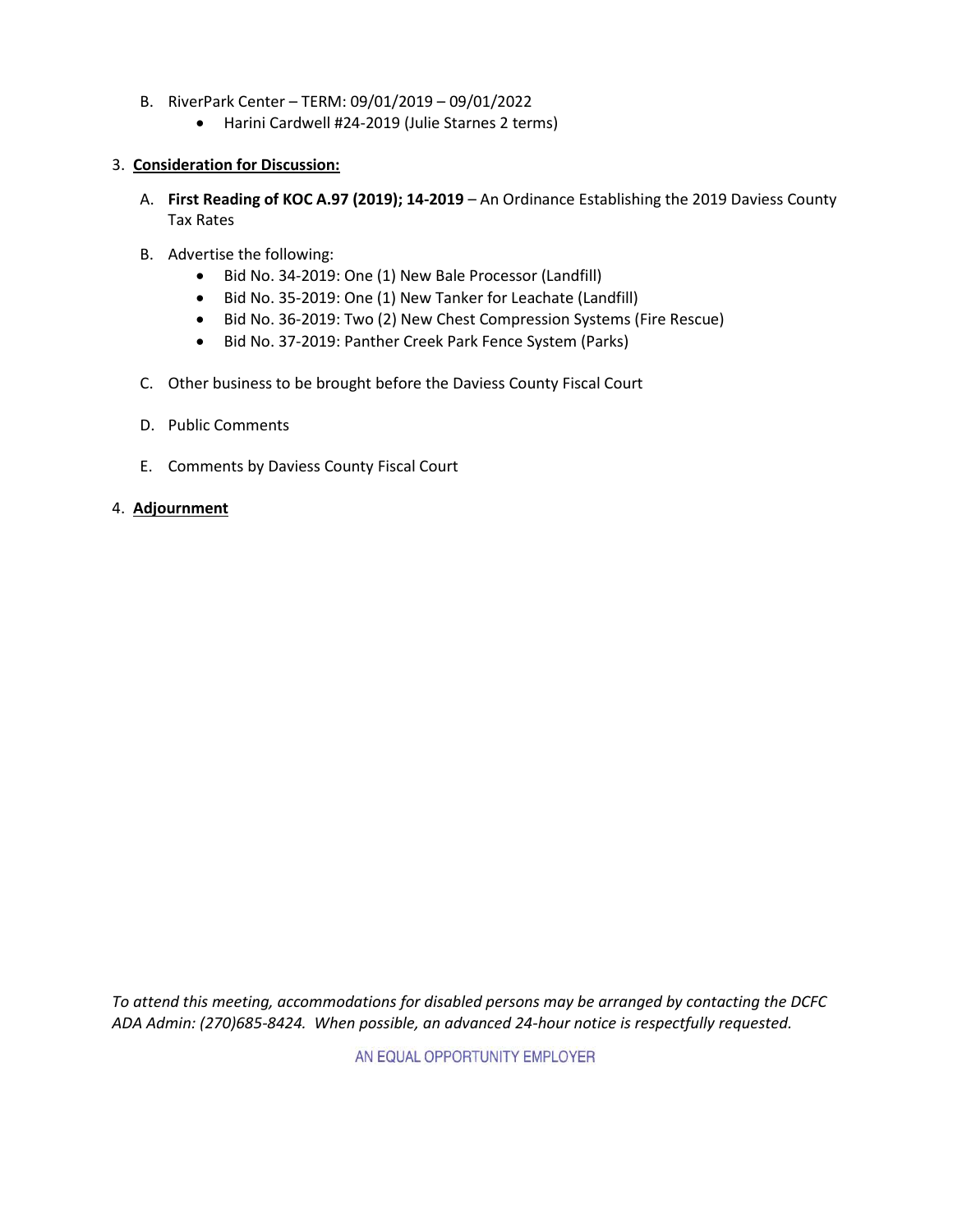B. RiverPark Center – TERM: 09/01/2019 – 09/01/2022
   - Harini Cardwell #24-2019 (Julie Starnes 2 terms)

3. **Consideration for Discussion:**

   A. **First Reading of KOC A.97 (2019); 14-2019** – An Ordinance Establishing the 2019 Daviess County Tax Rates

   B. Advertise the following:
      - Bid No. 34-2019: One (1) New Bale Processor (Landfill)
      - Bid No. 35-2019: One (1) New Tanker for Leachate (Landfill)
      - Bid No. 36-2019: Two (2) New Chest Compression Systems (Fire Rescue)
      - Bid No. 37-2019: Panther Creek Park Fence System (Parks)

   C. Other business to be brought before the Daviess County Fiscal Court

   D. Public Comments

   E. Comments by Daviess County Fiscal Court

4. **Adjournment**

*To attend this meeting, accommodations for disabled persons may be arranged by contacting the DCFC ADA Admin: (270)685-8424. When possible, an advanced 24-hour notice is respectfully requested.*

AN EQUAL OPPORTUNITY EMPLOYER